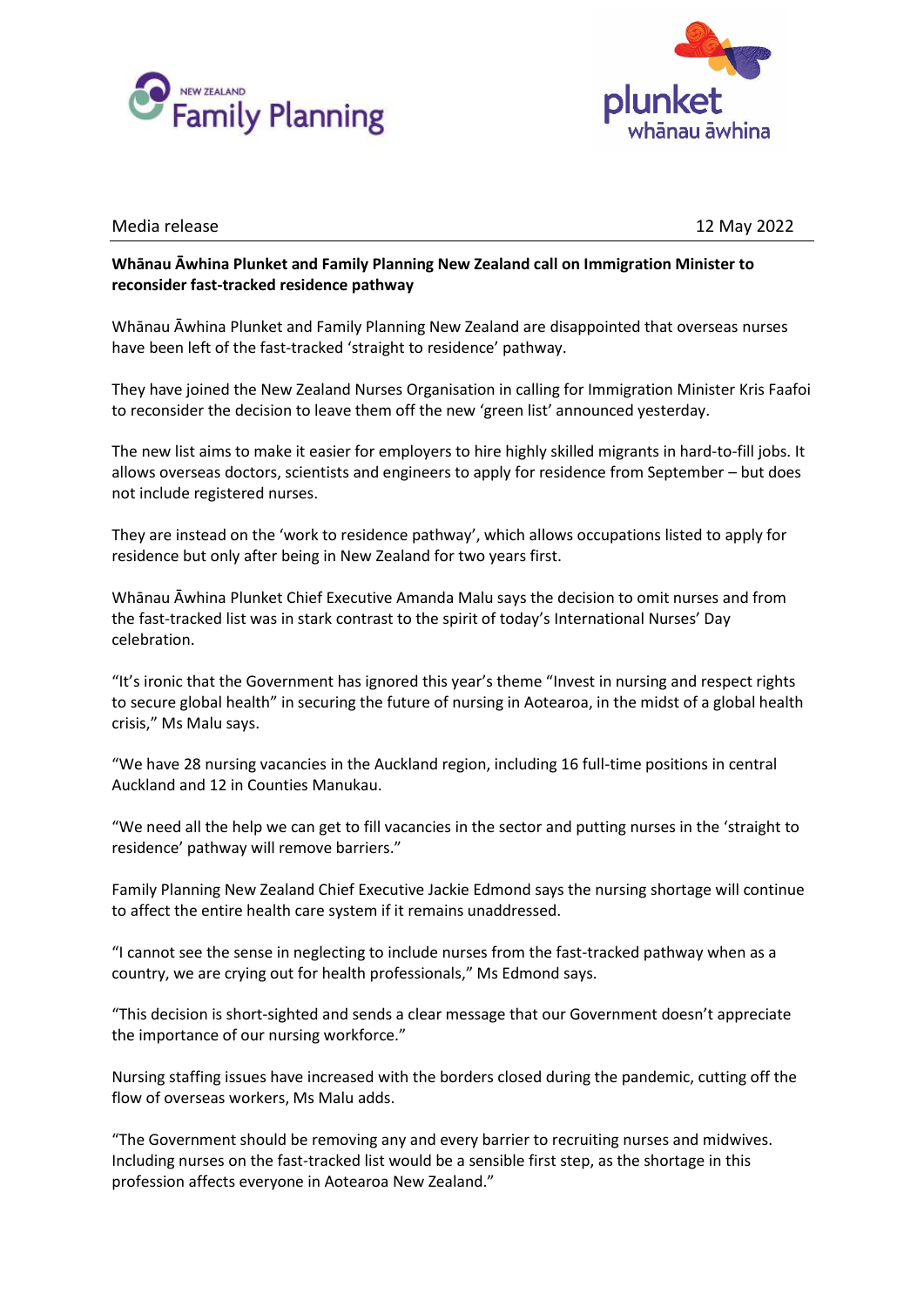Media release 12 May 2022

**Whānau Āwhina Plunket and Family Planning New Zealand call on Immigration Minister to reconsider fast-tracked residence pathway**

Whānau Āwhina Plunket and Family Planning New Zealand are disappointed that overseas nurses have been left of the fast-tracked 'straight to residence' pathway.

They have joined the New Zealand Nurses Organisation in calling for Immigration Minister Kris Faafoi to reconsider the decision to leave them off the new 'green list' announced yesterday.

The new list aims to make it easier for employers to hire highly skilled migrants in hard-to-fill jobs. It allows overseas doctors, scientists and engineers to apply for residence from September – but does not include registered nurses.

They are instead on the 'work to residence pathway', which allows occupations listed to apply for residence but only after being in New Zealand for two years first.

Whānau Āwhina Plunket Chief Executive Amanda Malu says the decision to omit nurses and from the fast-tracked list was in stark contrast to the spirit of today's International Nurses' Day celebration.

"It's ironic that the Government has ignored this year's theme "Invest in nursing and respect rights to secure global health" in securing the future of nursing in Aotearoa, in the midst of a global health crisis," Ms Malu says.

"We have 28 nursing vacancies in the Auckland region, including 16 full-time positions in central Auckland and 12 in Counties Manukau.

"We need all the help we can get to fill vacancies in the sector and putting nurses in the 'straight to residence' pathway will remove barriers."

Family Planning New Zealand Chief Executive Jackie Edmond says the nursing shortage will continue to affect the entire health care system if it remains unaddressed.

"I cannot see the sense in neglecting to include nurses from the fast-tracked pathway when as a country, we are crying out for health professionals," Ms Edmond says.

"This decision is short-sighted and sends a clear message that our Government doesn't appreciate the importance of our nursing workforce."

Nursing staffing issues have increased with the borders closed during the pandemic, cutting off the flow of overseas workers, Ms Malu adds.

"The Government should be removing any and every barrier to recruiting nurses and midwives. Including nurses on the fast-tracked list would be a sensible first step, as the shortage in this profession affects everyone in Aotearoa New Zealand."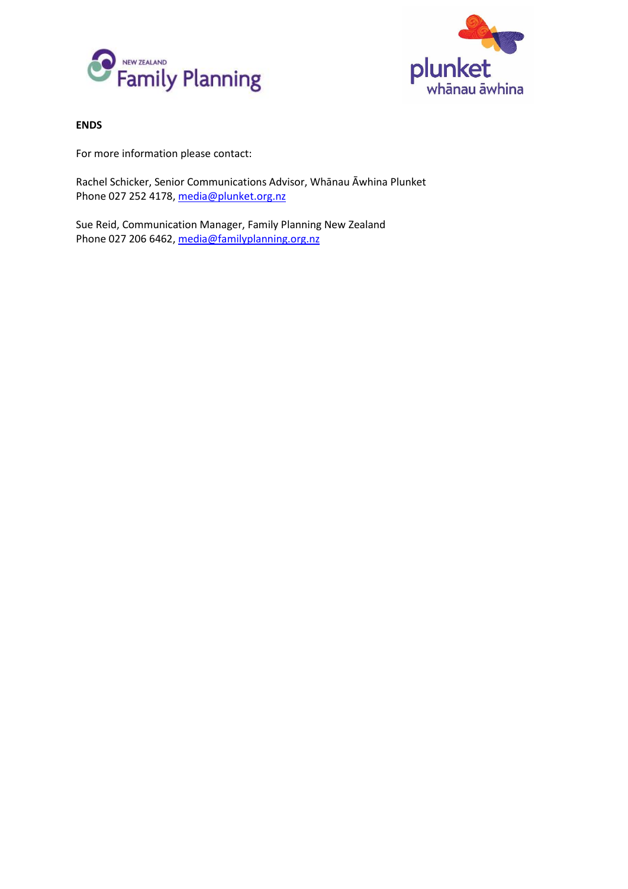**ENDS**

For more information please contact:

Rachel Schicker, Senior Communications Advisor, Whānau Āwhina Plunket
Phone 027 252 4178, media@plunket.org.nz

Sue Reid, Communication Manager, Family Planning New Zealand
Phone 027 206 6462, media@familyplanning.org.nz